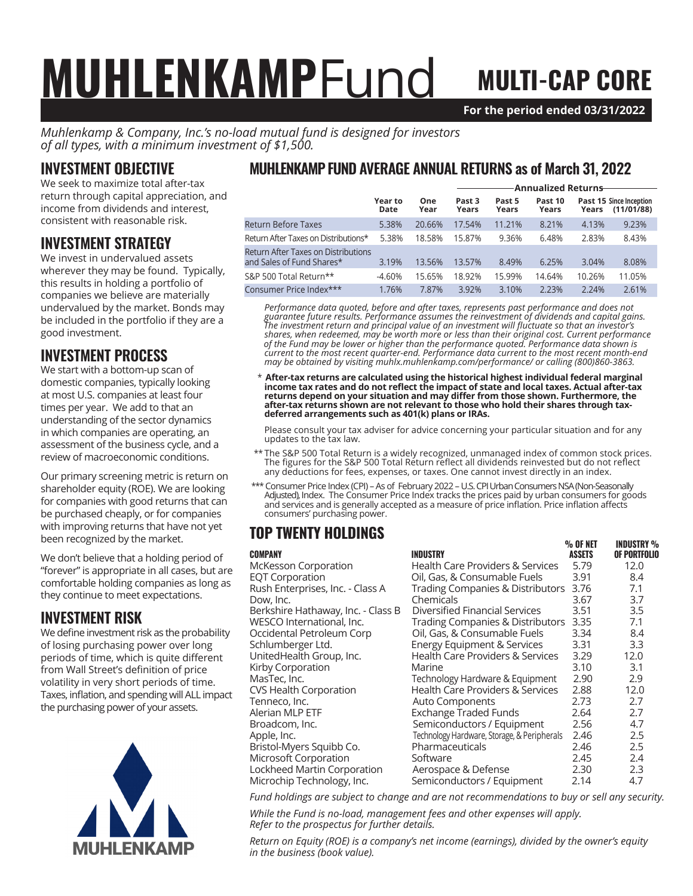# MUHLENKAMPFund

## MULTI-CAP CORE

**For the period ended 03/31/2022**

*Muhlenkamp & Company, Inc.'s no-load mutual fund is designed for investors of all types, with a minimum investment of $1,500.*

## INVESTMENT OBJECTIVE

We seek to maximize total after-tax return through capital appreciation, and income from dividends and interest, consistent with reasonable risk.

## INVESTMENT STRATEGY

We invest in undervalued assets wherever they may be found. Typically, this results in holding a portfolio of companies we believe are materially undervalued by the market. Bonds may be included in the portfolio if they are a good investment.

## INVESTMENT PROCESS

We start with a bottom-up scan of domestic companies, typically looking at most U.S. companies at least four times per year. We add to that an understanding of the sector dynamics in which companies are operating, an assessment of the business cycle, and a review of macroeconomic conditions.

Our primary screening metric is return on shareholder equity (ROE). We are looking for companies with good returns that can be purchased cheaply, or for companies with improving returns that have not yet been recognized by the market.

We don't believe that a holding period of "forever" is appropriate in all cases, but are comfortable holding companies as long as they continue to meet expectations.

## INVESTMENT RISK

We define investment risk as the probability of losing purchasing power over long periods of time, which is quite different from Wall Street's definition of price volatility in very short periods of time. Taxes, inflation, and spending will ALL impact the purchasing power of your assets.

## MUHLENKAMP FUND AVERAGE ANNUAL RETURNS as of March 31, 2022

| | | | Annualized Returns | | | | |
|---|---|---|---|---|---|---|---|
| | Year to Date | One Year | Past 3 Years | Past 5 Years | Past 10 Years | Past 15 Years | Since Inception (11/01/88) |
| Return Before Taxes | 5.38% | 20.66% | 17.54% | 11.21% | 8.21% | 4.13% | 9.23% |
| Return After Taxes on Distributions* | 5.38% | 18.58% | 15.87% | 9.36% | 6.48% | 2.83% | 8.43% |
| Return After Taxes on Distributions and Sales of Fund Shares* | 3.19% | 13.56% | 13.57% | 8.49% | 6.25% | 3.04% | 8.08% |
| S&P 500 Total Return** | -4.60% | 15.65% | 18.92% | 15.99% | 14.64% | 10.26% | 11.05% |
| Consumer Price Index*** | 1.76% | 7.87% | 3.92% | 3.10% | 2.23% | 2.24% | 2.61% |

*Performance data quoted, before and after taxes, represents past performance and does not guarantee future results. Performance assumes the reinvestment of dividends and capital gains. The investment return and principal value of an investment will fluctuate so that an investor's shares, when redeemed, may be worth more or less than their original cost. Current performance of the Fund may be lower or higher than the performance quoted. Performance data shown is current to the most recent quarter-end. Performance data current to the most recent month-end may be obtained by visiting muhlx.muhlenkamp.com/performance/ or calling (800)860-3863.*

\* **After-tax returns are calculated using the historical highest individual federal marginal income tax rates and do not reflect the impact of state and local taxes. Actual after-tax returns depend on your situation and may differ from those shown. Furthermore, the after-tax returns shown are not relevant to those who hold their shares through tax-deferred arrangements such as 401(k) plans or IRAs.**

Please consult your tax adviser for advice concerning your particular situation and for any updates to the tax law.

** The S&P 500 Total Return is a widely recognized, unmanaged index of common stock prices. The figures for the S&P 500 Total Return reflect all dividends reinvested but do not reflect any deductions for fees, expenses, or taxes. One cannot invest directly in an index.

*** Consumer Price Index (CPI) – As of February 2022 – U.S. CPI Urban Consumers NSA (Non-Seasonally Adjusted), Index. The Consumer Price Index tracks the prices paid by urban consumers for goods and services and is generally accepted as a measure of price inflation. Price inflation affects consumers' purchasing power.

## TOP TWENTY HOLDINGS

| COMPANY | INDUSTRY | % OF NET ASSETS | INDUSTRY % OF PORTFOLIO |
|---|---|---|---|
| McKesson Corporation | Health Care Providers & Services | 5.79 | 12.0 |
| EQT Corporation | Oil, Gas, & Consumable Fuels | 3.91 | 8.4 |
| Rush Enterprises, Inc. - Class A | Trading Companies & Distributors | 3.76 | 7.1 |
| Dow, Inc. | Chemicals | 3.67 | 3.7 |
| Berkshire Hathaway, Inc. - Class B | Diversified Financial Services | 3.51 | 3.5 |
| WESCO International, Inc. | Trading Companies & Distributors | 3.35 | 7.1 |
| Occidental Petroleum Corp | Oil, Gas, & Consumable Fuels | 3.34 | 8.4 |
| Schlumberger Ltd. | Energy Equipment & Services | 3.31 | 3.3 |
| UnitedHealth Group, Inc. | Health Care Providers & Services | 3.29 | 12.0 |
| Kirby Corporation | Marine | 3.10 | 3.1 |
| MasTec, Inc. | Technology Hardware & Equipment | 2.90 | 2.9 |
| CVS Health Corporation | Health Care Providers & Services | 2.88 | 12.0 |
| Tenneco, Inc. | Auto Components | 2.73 | 2.7 |
| Alerian MLP ETF | Exchange Traded Funds | 2.64 | 2.7 |
| Broadcom, Inc. | Semiconductors / Equipment | 2.56 | 4.7 |
| Apple, Inc. | Technology Hardware, Storage, & Peripherals | 2.46 | 2.5 |
| Bristol-Myers Squibb Co. | Pharmaceuticals | 2.46 | 2.5 |
| Microsoft Corporation | Software | 2.45 | 2.4 |
| Lockheed Martin Corporation | Aerospace & Defense | 2.30 | 2.3 |
| Microchip Technology, Inc. | Semiconductors / Equipment | 2.14 | 4.7 |

*Fund holdings are subject to change and are not recommendations to buy or sell any security.*

*While the Fund is no-load, management fees and other expenses will apply. Refer to the prospectus for further details.*

*Return on Equity (ROE) is a company's net income (earnings), divided by the owner's equity in the business (book value).*

MUHLENKAMP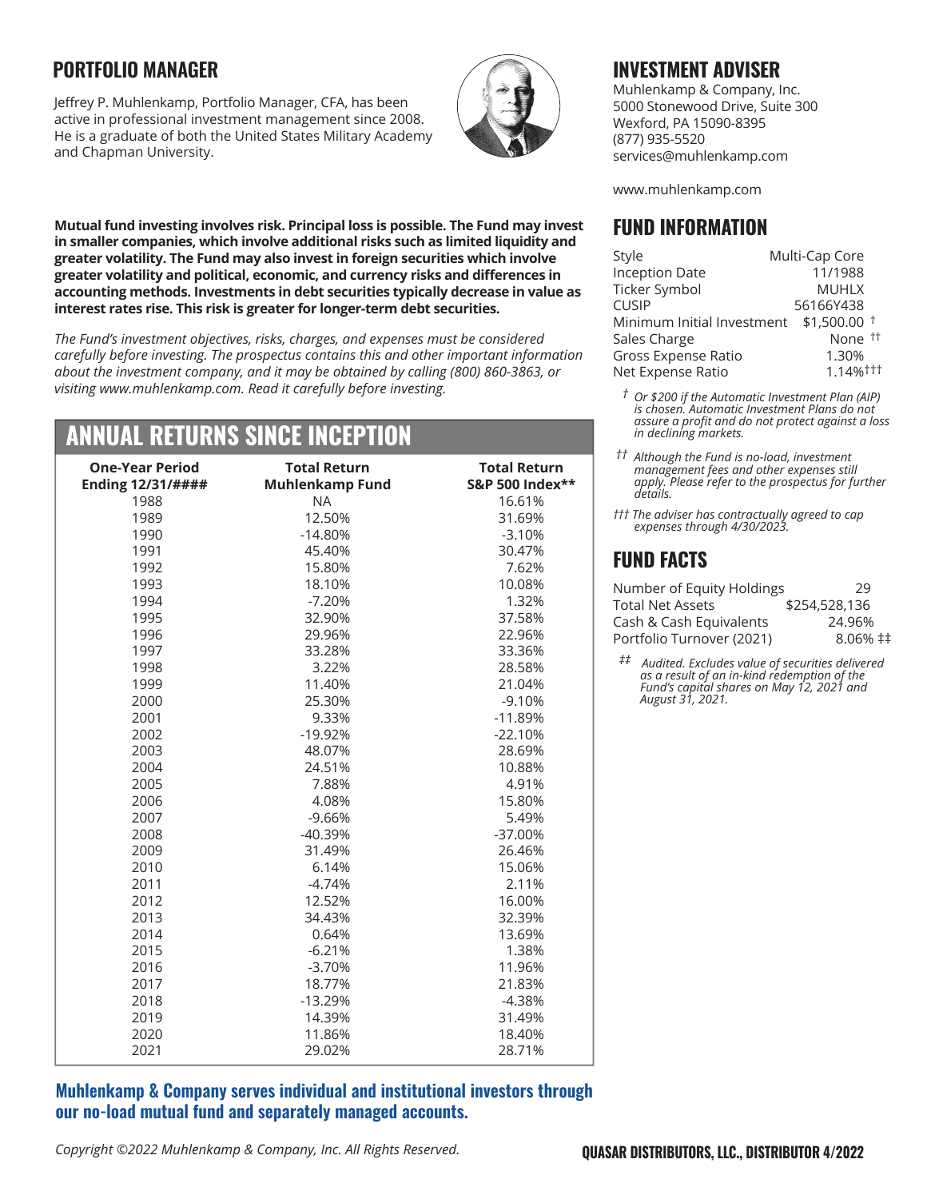## PORTFOLIO MANAGER

Jeffrey P. Muhlenkamp, Portfolio Manager, CFA, has been active in professional investment management since 2008. He is a graduate of both the United States Military Academy and Chapman University.

**Mutual fund investing involves risk. Principal loss is possible. The Fund may invest in smaller companies, which involve additional risks such as limited liquidity and greater volatility. The Fund may also invest in foreign securities which involve greater volatility and political, economic, and currency risks and differences in accounting methods. Investments in debt securities typically decrease in value as interest rates rise. This risk is greater for longer-term debt securities.**

*The Fund's investment objectives, risks, charges, and expenses must be considered carefully before investing. The prospectus contains this and other important information about the investment company, and it may be obtained by calling (800) 860-3863, or visiting www.muhlenkamp.com. Read it carefully before investing.*

## ANNUAL RETURNS SINCE INCEPTION

| One-Year Period Ending 12/31/#### | Total Return Muhlenkamp Fund | Total Return S&P 500 Index** |
|---|---|---|
| 1988 | NA | 16.61% |
| 1989 | 12.50% | 31.69% |
| 1990 | -14.80% | -3.10% |
| 1991 | 45.40% | 30.47% |
| 1992 | 15.80% | 7.62% |
| 1993 | 18.10% | 10.08% |
| 1994 | -7.20% | 1.32% |
| 1995 | 32.90% | 37.58% |
| 1996 | 29.96% | 22.96% |
| 1997 | 33.28% | 33.36% |
| 1998 | 3.22% | 28.58% |
| 1999 | 11.40% | 21.04% |
| 2000 | 25.30% | -9.10% |
| 2001 | 9.33% | -11.89% |
| 2002 | -19.92% | -22.10% |
| 2003 | 48.07% | 28.69% |
| 2004 | 24.51% | 10.88% |
| 2005 | 7.88% | 4.91% |
| 2006 | 4.08% | 15.80% |
| 2007 | -9.66% | 5.49% |
| 2008 | -40.39% | -37.00% |
| 2009 | 31.49% | 26.46% |
| 2010 | 6.14% | 15.06% |
| 2011 | -4.74% | 2.11% |
| 2012 | 12.52% | 16.00% |
| 2013 | 34.43% | 32.39% |
| 2014 | 0.64% | 13.69% |
| 2015 | -6.21% | 1.38% |
| 2016 | -3.70% | 11.96% |
| 2017 | 18.77% | 21.83% |
| 2018 | -13.29% | -4.38% |
| 2019 | 14.39% | 31.49% |
| 2020 | 11.86% | 18.40% |
| 2021 | 29.02% | 28.71% |

**Muhlenkamp & Company serves individual and institutional investors through our no-load mutual fund and separately managed accounts.**

## INVESTMENT ADVISER

Muhlenkamp & Company, Inc.
5000 Stonewood Drive, Suite 300
Wexford, PA 15090-8395
(877) 935-5520
services@muhlenkamp.com

www.muhlenkamp.com

## FUND INFORMATION

| | |
|---|---|
| Style | Multi-Cap Core |
| Inception Date | 11/1988 |
| Ticker Symbol | MUHLX |
| CUSIP | 56166Y438 |
| Minimum Initial Investment | $1,500.00 † |
| Sales Charge | None †† |
| Gross Expense Ratio | 1.30% |
| Net Expense Ratio | 1.14%††† |

*† Or $200 if the Automatic Investment Plan (AIP) is chosen. Automatic Investment Plans do not assure a profit and do not protect against a loss in declining markets.*

*†† Although the Fund is no-load, investment management fees and other expenses still apply. Please refer to the prospectus for further details.*

*††† The adviser has contractually agreed to cap expenses through 4/30/2023.*

## FUND FACTS

| | |
|---|---|
| Number of Equity Holdings | 29 |
| Total Net Assets | $254,528,136 |
| Cash & Cash Equivalents | 24.96% |
| Portfolio Turnover (2021) | 8.06% ‡‡ |

*‡‡ Audited. Excludes value of securities delivered as a result of an in-kind redemption of the Fund's capital shares on May 12, 2021 and August 31, 2021.*

*Copyright ©2022 Muhlenkamp & Company, Inc. All Rights Reserved.*

**QUASAR DISTRIBUTORS, LLC., DISTRIBUTOR 4/2022**